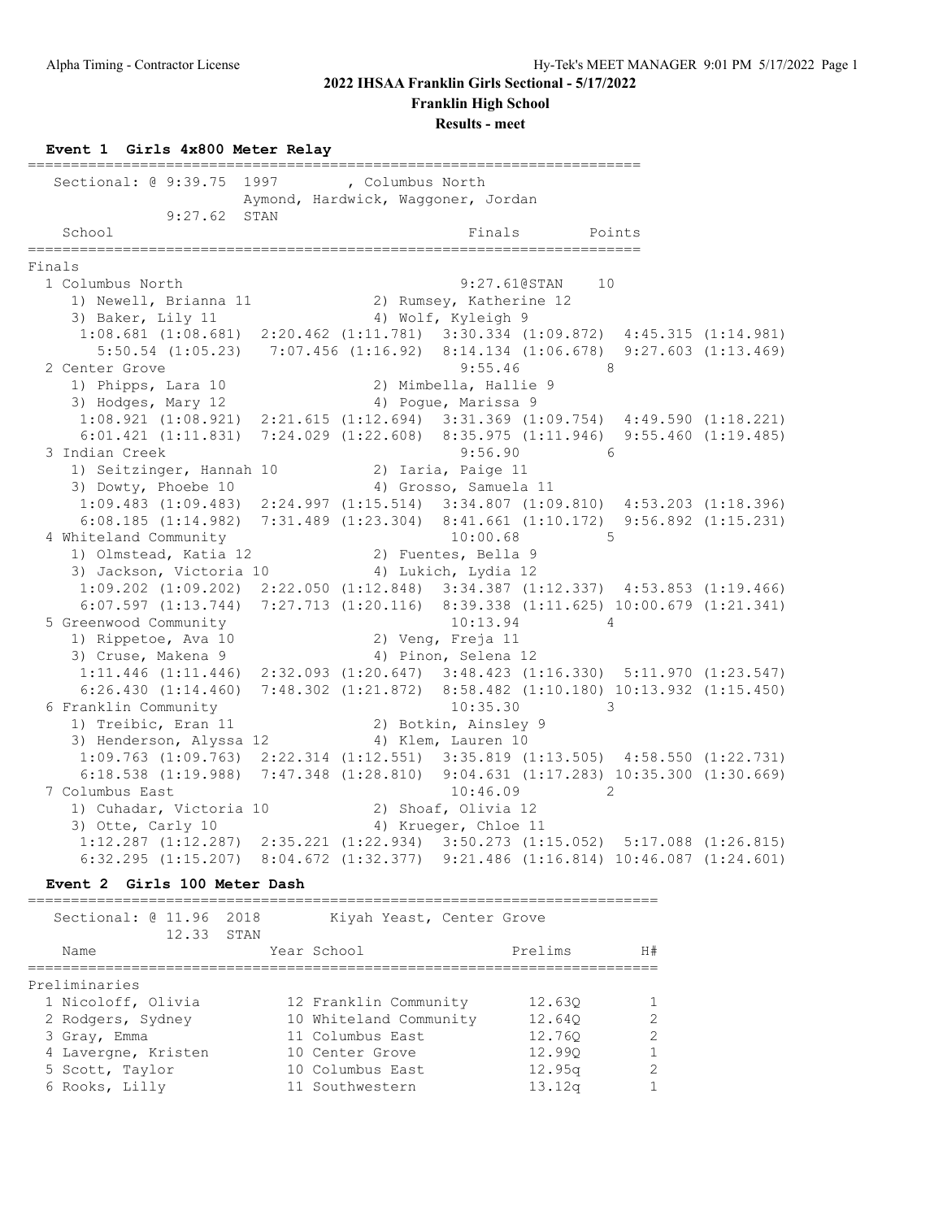**2022 IHSAA Franklin Girls Sectional - 5/17/2022**

**Franklin High School**

**Results - meet**

### Event 1 Girls 4x800 Meter Relay

```
=======================================================================
   Sectional: @ 9:39.75  1997       , Columbus North
                         Aymond, Hardwick, Waggoner, Jordan
             9:27.62  STAN
    School                                          Finals        Points
=======================================================================
Finals
  1 Columbus North                                9:27.61@STAN    10
     1) Newell, Brianna 11              2) Rumsey, Katherine 12
     3) Baker, Lily 11                  4) Wolf, Kyleigh 9
      1:08.681 (1:08.681)  2:20.462 (1:11.781)  3:30.334 (1:09.872)  4:45.315 (1:14.981)
        5:50.54 (1:05.23)   7:07.456 (1:16.92)  8:14.134 (1:06.678)  9:27.603 (1:13.469)
  2 Center Grove                                   9:55.46          8
     1) Phipps, Lara 10                 2) Mimbella, Hallie 9
     3) Hodges, Mary 12                 4) Pogue, Marissa 9
      1:08.921 (1:08.921)  2:21.615 (1:12.694)  3:31.369 (1:09.754)  4:49.590 (1:18.221)
      6:01.421 (1:11.831)  7:24.029 (1:22.608)  8:35.975 (1:11.946)  9:55.460 (1:19.485)
  3 Indian Creek                                   9:56.90          6
     1) Seitzinger, Hannah 10           2) Iaria, Paige 11
     3) Dowty, Phoebe 10                4) Grosso, Samuela 11
      1:09.483 (1:09.483)  2:24.997 (1:15.514)  3:34.807 (1:09.810)  4:53.203 (1:18.396)
      6:08.185 (1:14.982)  7:31.489 (1:23.304)  8:41.661 (1:10.172)  9:56.892 (1:15.231)
  4 Whiteland Community                           10:00.68          5
     1) Olmstead, Katia 12              2) Fuentes, Bella 9
     3) Jackson, Victoria 10            4) Lukich, Lydia 12
      1:09.202 (1:09.202)  2:22.050 (1:12.848)  3:34.387 (1:12.337)  4:53.853 (1:19.466)
      6:07.597 (1:13.744)  7:27.713 (1:20.116)  8:39.338 (1:11.625) 10:00.679 (1:21.341)
  5 Greenwood Community                           10:13.94          4
     1) Rippetoe, Ava 10                2) Veng, Freja 11
     3) Cruse, Makena 9                 4) Pinon, Selena 12
      1:11.446 (1:11.446)  2:32.093 (1:20.647)  3:48.423 (1:16.330)  5:11.970 (1:23.547)
      6:26.430 (1:14.460)  7:48.302 (1:21.872)  8:58.482 (1:10.180) 10:13.932 (1:15.450)
  6 Franklin Community                            10:35.30          3
     1) Treibic, Eran 11                2) Botkin, Ainsley 9
     3) Henderson, Alyssa 12            4) Klem, Lauren 10
      1:09.763 (1:09.763)  2:22.314 (1:12.551)  3:35.819 (1:13.505)  4:58.550 (1:22.731)
      6:18.538 (1:19.988)  7:47.348 (1:28.810)  9:04.631 (1:17.283) 10:35.300 (1:30.669)
  7 Columbus East                                 10:46.09          2
     1) Cuhadar, Victoria 10            2) Shoaf, Olivia 12
     3) Otte, Carly 10                  4) Krueger, Chloe 11
      1:12.287 (1:12.287)  2:35.221 (1:22.934)  3:50.273 (1:15.052)  5:17.088 (1:26.815)
      6:32.295 (1:15.207)  8:04.672 (1:32.377)  9:21.486 (1:16.814) 10:46.087 (1:24.601)
```

### Event 2 Girls 100 Meter Dash

```
=========================================================================
   Sectional: @ 11.96  2018        Kiyah Yeast, Center Grove
             12.33  STAN
    Name                    Year School                 Prelims        H#
=========================================================================
Preliminaries
  1 Nicoloff, Olivia         12 Franklin Community       12.63Q        1
  2 Rodgers, Sydney          10 Whiteland Community      12.64Q        2
  3 Gray, Emma               11 Columbus East            12.76Q        2
  4 Lavergne, Kristen        10 Center Grove             12.99Q        1
  5 Scott, Taylor            10 Columbus East            12.95q        2
  6 Rooks, Lilly             11 Southwestern             13.12q        1
```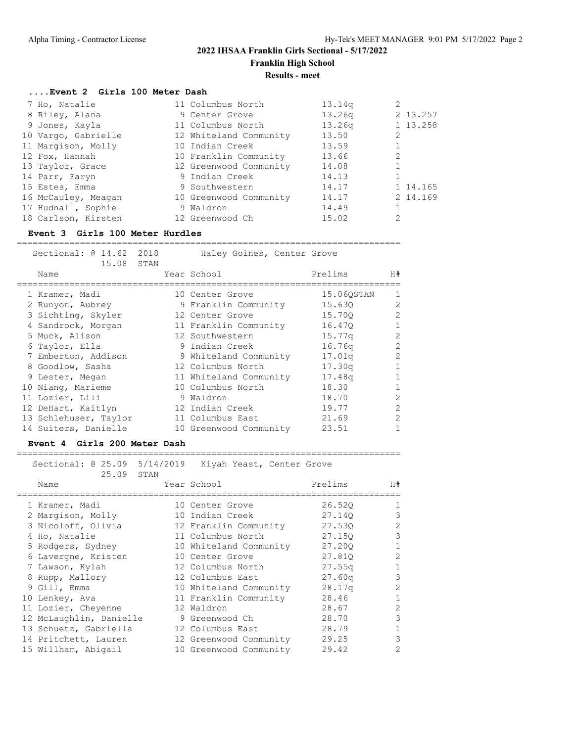## 2022 IHSAA Franklin Girls Sectional - 5/17/2022

**Franklin High School**

**Results - meet**

### ....Event 2 Girls 100 Meter Dash

| Place | Name | Year | School | Prelims | H# | Tiebreak |
|---|---|---|---|---|---|---|
| 7 | Ho, Natalie | 11 | Columbus North | 13.14q | 2 | |
| 8 | Riley, Alana | 9 | Center Grove | 13.26q | 2 | 13.257 |
| 9 | Jones, Kayla | 11 | Columbus North | 13.26q | 1 | 13.258 |
| 10 | Vargo, Gabrielle | 12 | Whiteland Community | 13.50 | 2 | |
| 11 | Margison, Molly | 10 | Indian Creek | 13.59 | 1 | |
| 12 | Fox, Hannah | 10 | Franklin Community | 13.66 | 2 | |
| 13 | Taylor, Grace | 12 | Greenwood Community | 14.08 | 1 | |
| 14 | Parr, Faryn | 9 | Indian Creek | 14.13 | 1 | |
| 15 | Estes, Emma | 9 | Southwestern | 14.17 | 1 | 14.165 |
| 16 | McCauley, Meagan | 10 | Greenwood Community | 14.17 | 2 | 14.169 |
| 17 | Hudnall, Sophie | 9 | Waldron | 14.49 | 1 | |
| 18 | Carlson, Kirsten | 12 | Greenwood Ch | 15.02 | 2 | |

### Event 3 Girls 100 Meter Hurdles

Sectional: @ 14.62 2018 Haley Goines, Center Grove
15.08 STAN

| Place | Name | Year | School | Prelims | H# |
|---|---|---|---|---|---|
| 1 | Kramer, Madi | 10 | Center Grove | 15.06QSTAN | 1 |
| 2 | Runyon, Aubrey | 9 | Franklin Community | 15.63Q | 2 |
| 3 | Sichting, Skyler | 12 | Center Grove | 15.70Q | 2 |
| 4 | Sandrock, Morgan | 11 | Franklin Community | 16.47Q | 1 |
| 5 | Muck, Alison | 12 | Southwestern | 15.77q | 2 |
| 6 | Taylor, Ella | 9 | Indian Creek | 16.76q | 2 |
| 7 | Emberton, Addison | 9 | Whiteland Community | 17.01q | 2 |
| 8 | Goodlow, Sasha | 12 | Columbus North | 17.30q | 1 |
| 9 | Lester, Megan | 11 | Whiteland Community | 17.48q | 1 |
| 10 | Niang, Marieme | 10 | Columbus North | 18.30 | 1 |
| 11 | Lozier, Lili | 9 | Waldron | 18.70 | 2 |
| 12 | DeHart, Kaitlyn | 12 | Indian Creek | 19.77 | 2 |
| 13 | Schlehuser, Taylor | 11 | Columbus East | 21.69 | 2 |
| 14 | Suiters, Danielle | 10 | Greenwood Community | 23.51 | 1 |

### Event 4 Girls 200 Meter Dash

Sectional: @ 25.09 5/14/2019 Kiyah Yeast, Center Grove
25.09 STAN

| Place | Name | Year | School | Prelims | H# |
|---|---|---|---|---|---|
| 1 | Kramer, Madi | 10 | Center Grove | 26.52Q | 1 |
| 2 | Margison, Molly | 10 | Indian Creek | 27.14Q | 3 |
| 3 | Nicoloff, Olivia | 12 | Franklin Community | 27.53Q | 2 |
| 4 | Ho, Natalie | 11 | Columbus North | 27.15Q | 3 |
| 5 | Rodgers, Sydney | 10 | Whiteland Community | 27.20Q | 1 |
| 6 | Lavergne, Kristen | 10 | Center Grove | 27.81Q | 2 |
| 7 | Lawson, Kylah | 12 | Columbus North | 27.55q | 1 |
| 8 | Rupp, Mallory | 12 | Columbus East | 27.60q | 3 |
| 9 | Gill, Emma | 10 | Whiteland Community | 28.17q | 2 |
| 10 | Lenkey, Ava | 11 | Franklin Community | 28.46 | 1 |
| 11 | Lozier, Cheyenne | 12 | Waldron | 28.67 | 2 |
| 12 | McLaughlin, Danielle | 9 | Greenwood Ch | 28.70 | 3 |
| 13 | Schuetz, Gabriella | 12 | Columbus East | 28.79 | 1 |
| 14 | Pritchett, Lauren | 12 | Greenwood Community | 29.25 | 3 |
| 15 | Willham, Abigail | 10 | Greenwood Community | 29.42 | 2 |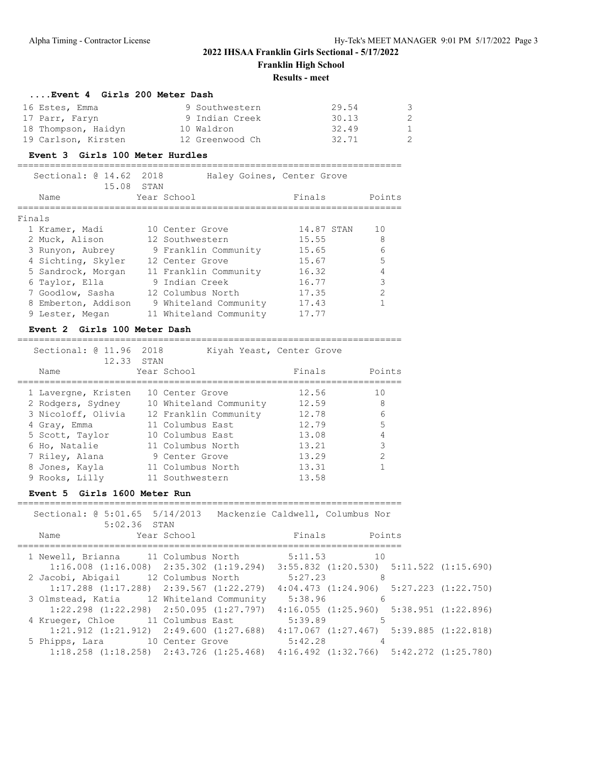## 2022 IHSAA Franklin Girls Sectional - 5/17/2022

**Franklin High School**

**Results - meet**

### ....Event 4 Girls 200 Meter Dash

| Place | Name | Year | School | Finals | Points |
|---|---|---|---|---|---|
| 16 | Estes, Emma | 9 | Southwestern | 29.54 | 3 |
| 17 | Parr, Faryn | 9 | Indian Creek | 30.13 | 2 |
| 18 | Thompson, Haidyn | 10 | Waldron | 32.49 | 1 |
| 19 | Carlson, Kirsten | 12 | Greenwood Ch | 32.71 | 2 |

### Event 3 Girls 100 Meter Hurdles

Sectional: @ 14.62 2018 Haley Goines, Center Grove
15.08 STAN

Finals

| Place | Name | Year | School | Finals | | Points |
|---|---|---|---|---|---|---|
| 1 | Kramer, Madi | 10 | Center Grove | 14.87 | STAN | 10 |
| 2 | Muck, Alison | 12 | Southwestern | 15.55 | | 8 |
| 3 | Runyon, Aubrey | 9 | Franklin Community | 15.65 | | 6 |
| 4 | Sichting, Skyler | 12 | Center Grove | 15.67 | | 5 |
| 5 | Sandrock, Morgan | 11 | Franklin Community | 16.32 | | 4 |
| 6 | Taylor, Ella | 9 | Indian Creek | 16.77 | | 3 |
| 7 | Goodlow, Sasha | 12 | Columbus North | 17.35 | | 2 |
| 8 | Emberton, Addison | 9 | Whiteland Community | 17.43 | | 1 |
| 9 | Lester, Megan | 11 | Whiteland Community | 17.77 | | |

### Event 2 Girls 100 Meter Dash

Sectional: @ 11.96 2018 Kiyah Yeast, Center Grove
12.33 STAN

| Place | Name | Year | School | Finals | Points |
|---|---|---|---|---|---|
| 1 | Lavergne, Kristen | 10 | Center Grove | 12.56 | 10 |
| 2 | Rodgers, Sydney | 10 | Whiteland Community | 12.59 | 8 |
| 3 | Nicoloff, Olivia | 12 | Franklin Community | 12.78 | 6 |
| 4 | Gray, Emma | 11 | Columbus East | 12.79 | 5 |
| 5 | Scott, Taylor | 10 | Columbus East | 13.08 | 4 |
| 6 | Ho, Natalie | 11 | Columbus North | 13.21 | 3 |
| 7 | Riley, Alana | 9 | Center Grove | 13.29 | 2 |
| 8 | Jones, Kayla | 11 | Columbus North | 13.31 | 1 |
| 9 | Rooks, Lilly | 11 | Southwestern | 13.58 | |

### Event 5 Girls 1600 Meter Run

Sectional: @ 5:01.65 5/14/2013 Mackenzie Caldwell, Columbus Nor
5:02.36 STAN

| Place | Name | Year | School | Finals | Points |
|---|---|---|---|---|---|
| 1 | Newell, Brianna | 11 | Columbus North | 5:11.53 | 10 |
| | 1:16.008 (1:16.008) | 2:35.302 (1:19.294) | 3:55.832 (1:20.530) | 5:11.522 (1:15.690) | |
| 2 | Jacobi, Abigail | 12 | Columbus North | 5:27.23 | 8 |
| | 1:17.288 (1:17.288) | 2:39.567 (1:22.279) | 4:04.473 (1:24.906) | 5:27.223 (1:22.750) | |
| 3 | Olmstead, Katia | 12 | Whiteland Community | 5:38.96 | 6 |
| | 1:22.298 (1:22.298) | 2:50.095 (1:27.797) | 4:16.055 (1:25.960) | 5:38.951 (1:22.896) | |
| 4 | Krueger, Chloe | 11 | Columbus East | 5:39.89 | 5 |
| | 1:21.912 (1:21.912) | 2:49.600 (1:27.688) | 4:17.067 (1:27.467) | 5:39.885 (1:22.818) | |
| 5 | Phipps, Lara | 10 | Center Grove | 5:42.28 | 4 |
| | 1:18.258 (1:18.258) | 2:43.726 (1:25.468) | 4:16.492 (1:32.766) | 5:42.272 (1:25.780) | |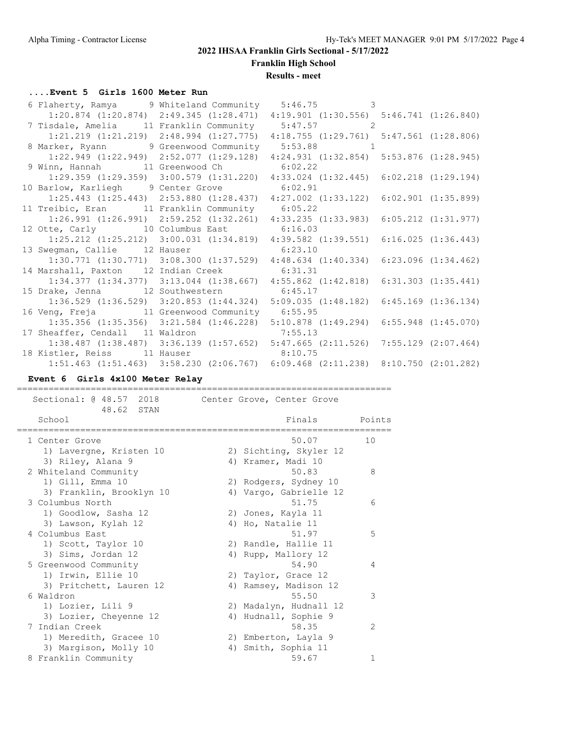## 2022 IHSAA Franklin Girls Sectional - 5/17/2022

**Franklin High School**

**Results - meet**

### ....Event 5 Girls 1600 Meter Run

```
  6 Flaherty, Ramya       9 Whiteland Community     5:46.75         3
      1:20.874 (1:20.874)  2:49.345 (1:28.471)  4:19.901 (1:30.556)  5:46.741 (1:26.840)
  7 Tisdale, Amelia      11 Franklin Community      5:47.57         2
      1:21.219 (1:21.219)  2:48.994 (1:27.775)  4:18.755 (1:29.761)  5:47.561 (1:28.806)
  8 Marker, Ryann         9 Greenwood Community     5:53.88         1
      1:22.949 (1:22.949)  2:52.077 (1:29.128)  4:24.931 (1:32.854)  5:53.876 (1:28.945)
  9 Winn, Hannah         11 Greenwood Ch            6:02.22
      1:29.359 (1:29.359)  3:00.579 (1:31.220)  4:33.024 (1:32.445)  6:02.218 (1:29.194)
 10 Barlow, Karliegh      9 Center Grove            6:02.91
      1:25.443 (1:25.443)  2:53.880 (1:28.437)  4:27.002 (1:33.122)  6:02.901 (1:35.899)
 11 Treibic, Eran        11 Franklin Community      6:05.22
      1:26.991 (1:26.991)  2:59.252 (1:32.261)  4:33.235 (1:33.983)  6:05.212 (1:31.977)
 12 Otte, Carly          10 Columbus East           6:16.03
      1:25.212 (1:25.212)  3:00.031 (1:34.819)  4:39.582 (1:39.551)  6:16.025 (1:36.443)
 13 Swegman, Callie      12 Hauser                  6:23.10
      1:30.771 (1:30.771)  3:08.300 (1:37.529)  4:48.634 (1:40.334)  6:23.096 (1:34.462)
 14 Marshall, Paxton     12 Indian Creek            6:31.31
      1:34.377 (1:34.377)  3:13.044 (1:38.667)  4:55.862 (1:42.818)  6:31.303 (1:35.441)
 15 Drake, Jenna         12 Southwestern            6:45.17
      1:36.529 (1:36.529)  3:20.853 (1:44.324)  5:09.035 (1:48.182)  6:45.169 (1:36.134)
 16 Veng, Freja          11 Greenwood Community     6:55.95
      1:35.356 (1:35.356)  3:21.584 (1:46.228)  5:10.878 (1:49.294)  6:55.948 (1:45.070)
 17 Sheaffer, Cendall    11 Waldron                 7:55.13
      1:38.487 (1:38.487)  3:36.139 (1:57.652)  5:47.665 (2:11.526)  7:55.129 (2:07.464)
 18 Kistler, Reiss       11 Hauser                  8:10.75
      1:51.463 (1:51.463)  3:58.230 (2:06.767)  6:09.468 (2:11.238)  8:10.750 (2:01.282)
```

### Event 6 Girls 4x100 Meter Relay

```
=======================================================================
   Sectional: @ 48.57  2018        Center Grove, Center Grove
              48.62  STAN
    School                                        Finals        Points
=======================================================================
  1 Center Grove                                   50.07          10
     1) Lavergne, Kristen 10           2) Sichting, Skyler 12
     3) Riley, Alana 9                 4) Kramer, Madi 10
  2 Whiteland Community                            50.83           8
     1) Gill, Emma 10                  2) Rodgers, Sydney 10
     3) Franklin, Brooklyn 10          4) Vargo, Gabrielle 12
  3 Columbus North                                 51.75           6
     1) Goodlow, Sasha 12              2) Jones, Kayla 11
     3) Lawson, Kylah 12               4) Ho, Natalie 11
  4 Columbus East                                  51.97           5
     1) Scott, Taylor 10               2) Randle, Hallie 11
     3) Sims, Jordan 12                4) Rupp, Mallory 12
  5 Greenwood Community                            54.90           4
     1) Irwin, Ellie 10                2) Taylor, Grace 12
     3) Pritchett, Lauren 12           4) Ramsey, Madison 12
  6 Waldron                                        55.50           3
     1) Lozier, Lili 9                 2) Madalyn, Hudnall 12
     3) Lozier, Cheyenne 12            4) Hudnall, Sophie 9
  7 Indian Creek                                   58.35           2
     1) Meredith, Gracee 10            2) Emberton, Layla 9
     3) Margison, Molly 10             4) Smith, Sophia 11
  8 Franklin Community                             59.67           1
```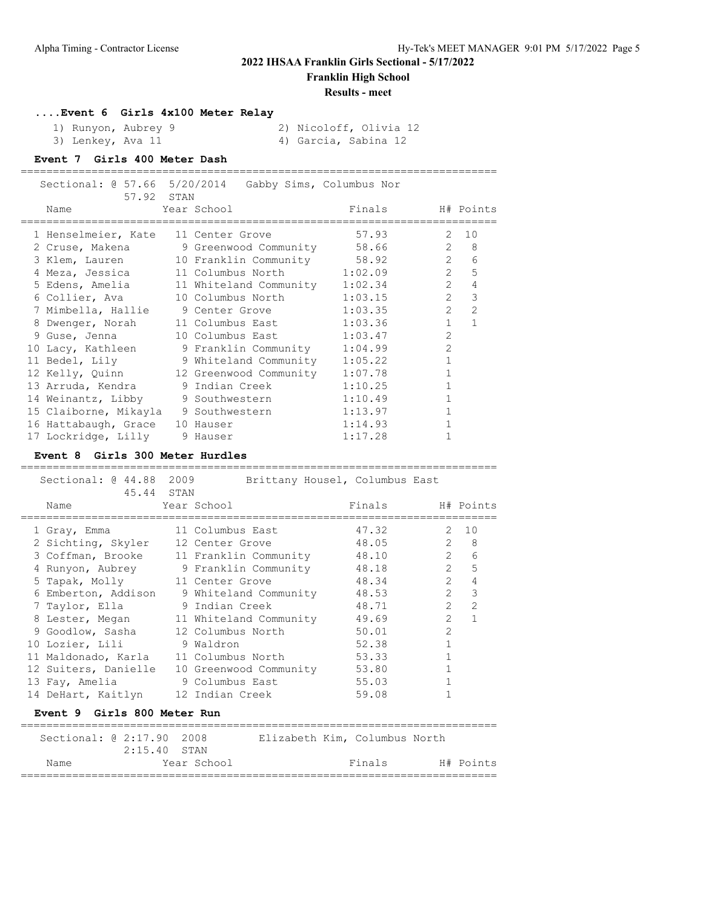## 2022 IHSAA Franklin Girls Sectional - 5/17/2022

**Franklin High School**

**Results - meet**

### ....Event 6 Girls 4x100 Meter Relay

1) Runyon, Aubrey 9
2) Nicoloff, Olivia 12
3) Lenkey, Ava 11
4) Garcia, Sabina 12

### Event 7 Girls 400 Meter Dash

Sectional: @ 57.66 5/20/2014 Gabby Sims, Columbus Nor
57.92 STAN

| Place | Name | Year | School | Finals | H# | Points |
|---|---|---|---|---|---|---|
| 1 | Henselmeier, Kate | 11 | Center Grove | 57.93 | 2 | 10 |
| 2 | Cruse, Makena | 9 | Greenwood Community | 58.66 | 2 | 8 |
| 3 | Klem, Lauren | 10 | Franklin Community | 58.92 | 2 | 6 |
| 4 | Meza, Jessica | 11 | Columbus North | 1:02.09 | 2 | 5 |
| 5 | Edens, Amelia | 11 | Whiteland Community | 1:02.34 | 2 | 4 |
| 6 | Collier, Ava | 10 | Columbus North | 1:03.15 | 2 | 3 |
| 7 | Mimbella, Hallie | 9 | Center Grove | 1:03.35 | 2 | 2 |
| 8 | Dwenger, Norah | 11 | Columbus East | 1:03.36 | 1 | 1 |
| 9 | Guse, Jenna | 10 | Columbus East | 1:03.47 | 2 | |
| 10 | Lacy, Kathleen | 9 | Franklin Community | 1:04.99 | 2 | |
| 11 | Bedel, Lily | 9 | Whiteland Community | 1:05.22 | 1 | |
| 12 | Kelly, Quinn | 12 | Greenwood Community | 1:07.78 | 1 | |
| 13 | Arruda, Kendra | 9 | Indian Creek | 1:10.25 | 1 | |
| 14 | Weinantz, Libby | 9 | Southwestern | 1:10.49 | 1 | |
| 15 | Claiborne, Mikayla | 9 | Southwestern | 1:13.97 | 1 | |
| 16 | Hattabaugh, Grace | 10 | Hauser | 1:14.93 | 1 | |
| 17 | Lockridge, Lilly | 9 | Hauser | 1:17.28 | 1 | |

### Event 8 Girls 300 Meter Hurdles

Sectional: @ 44.88 2009 Brittany Housel, Columbus East
45.44 STAN

| Place | Name | Year | School | Finals | H# | Points |
|---|---|---|---|---|---|---|
| 1 | Gray, Emma | 11 | Columbus East | 47.32 | 2 | 10 |
| 2 | Sichting, Skyler | 12 | Center Grove | 48.05 | 2 | 8 |
| 3 | Coffman, Brooke | 11 | Franklin Community | 48.10 | 2 | 6 |
| 4 | Runyon, Aubrey | 9 | Franklin Community | 48.18 | 2 | 5 |
| 5 | Tapak, Molly | 11 | Center Grove | 48.34 | 2 | 4 |
| 6 | Emberton, Addison | 9 | Whiteland Community | 48.53 | 2 | 3 |
| 7 | Taylor, Ella | 9 | Indian Creek | 48.71 | 2 | 2 |
| 8 | Lester, Megan | 11 | Whiteland Community | 49.69 | 2 | 1 |
| 9 | Goodlow, Sasha | 12 | Columbus North | 50.01 | 2 | |
| 10 | Lozier, Lili | 9 | Waldron | 52.38 | 1 | |
| 11 | Maldonado, Karla | 11 | Columbus North | 53.33 | 1 | |
| 12 | Suiters, Danielle | 10 | Greenwood Community | 53.80 | 1 | |
| 13 | Fay, Amelia | 9 | Columbus East | 55.03 | 1 | |
| 14 | DeHart, Kaitlyn | 12 | Indian Creek | 59.08 | 1 | |

### Event 9 Girls 800 Meter Run

Sectional: @ 2:17.90 2008 Elizabeth Kim, Columbus North
2:15.40 STAN

| Place | Name | Year | School | Finals | H# | Points |
|---|---|---|---|---|---|---|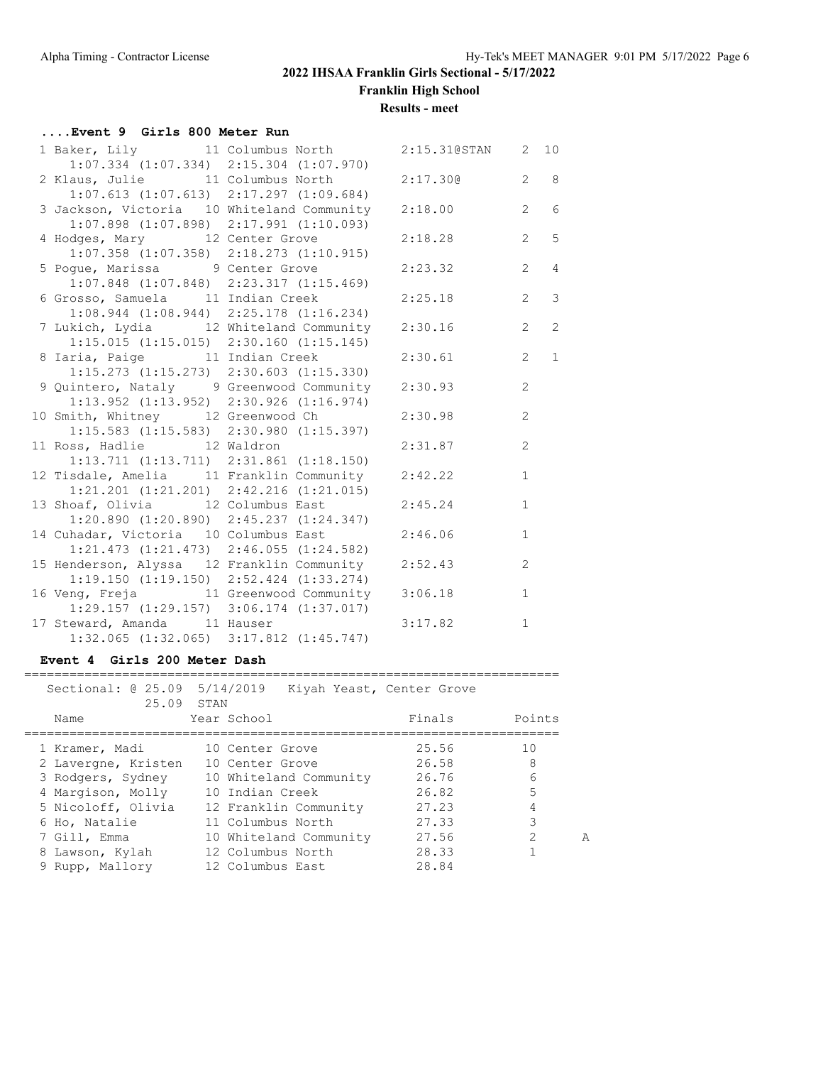## 2022 IHSAA Franklin Girls Sectional - 5/17/2022

**Franklin High School**

**Results - meet**

### ....Event 9 Girls 800 Meter Run

| Place | Name | Year | School | Finals | H# | Points |
|---|---|---|---|---|---|---|
| 1 | Baker, Lily | 11 | Columbus North | 2:15.31@STAN | 2 | 10 |
| | 1:07.334 (1:07.334) 2:15.304 (1:07.970) | | | | | |
| 2 | Klaus, Julie | 11 | Columbus North | 2:17.30@ | 2 | 8 |
| | 1:07.613 (1:07.613) 2:17.297 (1:09.684) | | | | | |
| 3 | Jackson, Victoria | 10 | Whiteland Community | 2:18.00 | 2 | 6 |
| | 1:07.898 (1:07.898) 2:17.991 (1:10.093) | | | | | |
| 4 | Hodges, Mary | 12 | Center Grove | 2:18.28 | 2 | 5 |
| | 1:07.358 (1:07.358) 2:18.273 (1:10.915) | | | | | |
| 5 | Pogue, Marissa | 9 | Center Grove | 2:23.32 | 2 | 4 |
| | 1:07.848 (1:07.848) 2:23.317 (1:15.469) | | | | | |
| 6 | Grosso, Samuela | 11 | Indian Creek | 2:25.18 | 2 | 3 |
| | 1:08.944 (1:08.944) 2:25.178 (1:16.234) | | | | | |
| 7 | Lukich, Lydia | 12 | Whiteland Community | 2:30.16 | 2 | 2 |
| | 1:15.015 (1:15.015) 2:30.160 (1:15.145) | | | | | |
| 8 | Iaria, Paige | 11 | Indian Creek | 2:30.61 | 2 | 1 |
| | 1:15.273 (1:15.273) 2:30.603 (1:15.330) | | | | | |
| 9 | Quintero, Nataly | 9 | Greenwood Community | 2:30.93 | 2 | |
| | 1:13.952 (1:13.952) 2:30.926 (1:16.974) | | | | | |
| 10 | Smith, Whitney | 12 | Greenwood Ch | 2:30.98 | 2 | |
| | 1:15.583 (1:15.583) 2:30.980 (1:15.397) | | | | | |
| 11 | Ross, Hadlie | 12 | Waldron | 2:31.87 | 2 | |
| | 1:13.711 (1:13.711) 2:31.861 (1:18.150) | | | | | |
| 12 | Tisdale, Amelia | 11 | Franklin Community | 2:42.22 | 1 | |
| | 1:21.201 (1:21.201) 2:42.216 (1:21.015) | | | | | |
| 13 | Shoaf, Olivia | 12 | Columbus East | 2:45.24 | 1 | |
| | 1:20.890 (1:20.890) 2:45.237 (1:24.347) | | | | | |
| 14 | Cuhadar, Victoria | 10 | Columbus East | 2:46.06 | 1 | |
| | 1:21.473 (1:21.473) 2:46.055 (1:24.582) | | | | | |
| 15 | Henderson, Alyssa | 12 | Franklin Community | 2:52.43 | 2 | |
| | 1:19.150 (1:19.150) 2:52.424 (1:33.274) | | | | | |
| 16 | Veng, Freja | 11 | Greenwood Community | 3:06.18 | 1 | |
| | 1:29.157 (1:29.157) 3:06.174 (1:37.017) | | | | | |
| 17 | Steward, Amanda | 11 | Hauser | 3:17.82 | 1 | |
| | 1:32.065 (1:32.065) 3:17.812 (1:45.747) | | | | | |

### Event 4 Girls 200 Meter Dash

Sectional: @ 25.09 5/14/2019 Kiyah Yeast, Center Grove
25.09 STAN

| Place | Name | Year | School | Finals | Points | |
|---|---|---|---|---|---|---|
| 1 | Kramer, Madi | 10 | Center Grove | 25.56 | 10 | |
| 2 | Lavergne, Kristen | 10 | Center Grove | 26.58 | 8 | |
| 3 | Rodgers, Sydney | 10 | Whiteland Community | 26.76 | 6 | |
| 4 | Margison, Molly | 10 | Indian Creek | 26.82 | 5 | |
| 5 | Nicoloff, Olivia | 12 | Franklin Community | 27.23 | 4 | |
| 6 | Ho, Natalie | 11 | Columbus North | 27.33 | 3 | |
| 7 | Gill, Emma | 10 | Whiteland Community | 27.56 | 2 | A |
| 8 | Lawson, Kylah | 12 | Columbus North | 28.33 | 1 | |
| 9 | Rupp, Mallory | 12 | Columbus East | 28.84 | | |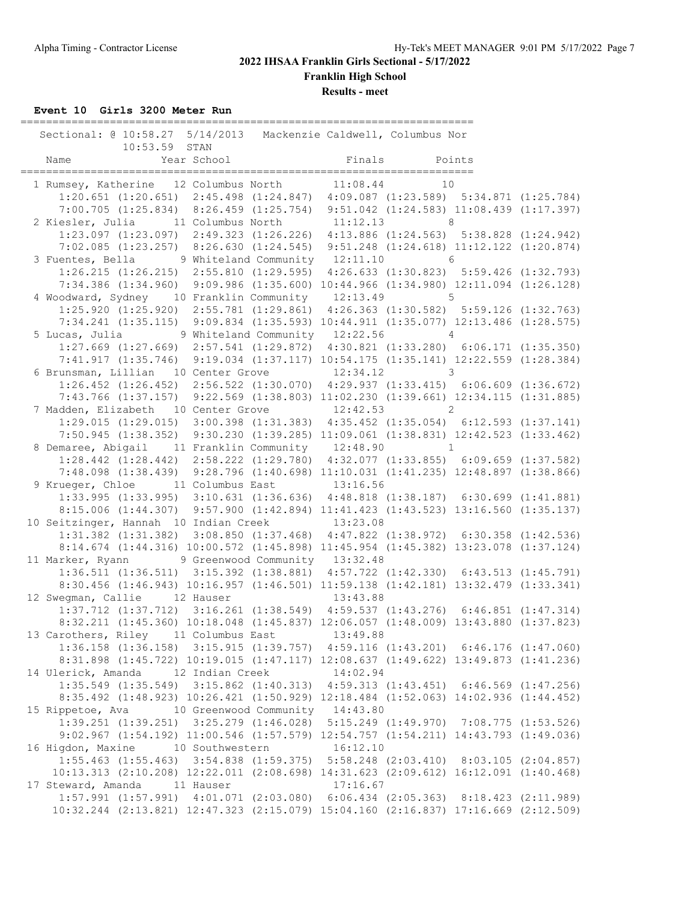# 2022 IHSAA Franklin Girls Sectional - 5/17/2022

## Franklin High School

### Results - meet

**Event 10 Girls 3200 Meter Run**

```
=======================================================================
   Sectional: @ 10:58.27  5/14/2013   Mackenzie Caldwell, Columbus Nor
             10:53.59  STAN
    Name                    Year School                 Finals        Points
=======================================================================
  1 Rumsey, Katherine    12 Columbus North         11:08.44          10
      1:20.651 (1:20.651)  2:45.498 (1:24.847)  4:09.087 (1:23.589)  5:34.871 (1:25.784)
      7:00.705 (1:25.834)  8:26.459 (1:25.754)  9:51.042 (1:24.583) 11:08.439 (1:17.397)
  2 Kiesler, Julia       11 Columbus North         11:12.13           8
      1:23.097 (1:23.097)  2:49.323 (1:26.226)  4:13.886 (1:24.563)  5:38.828 (1:24.942)
      7:02.085 (1:23.257)  8:26.630 (1:24.545)  9:51.248 (1:24.618) 11:12.122 (1:20.874)
  3 Fuentes, Bella        9 Whiteland Community    12:11.10           6
      1:26.215 (1:26.215)  2:55.810 (1:29.595)  4:26.633 (1:30.823)  5:59.426 (1:32.793)
      7:34.386 (1:34.960)  9:09.986 (1:35.600) 10:44.966 (1:34.980) 12:11.094 (1:26.128)
  4 Woodward, Sydney     10 Franklin Community     12:13.49           5
      1:25.920 (1:25.920)  2:55.781 (1:29.861)  4:26.363 (1:30.582)  5:59.126 (1:32.763)
      7:34.241 (1:35.115)  9:09.834 (1:35.593) 10:44.911 (1:35.077) 12:13.486 (1:28.575)
  5 Lucas, Julia          9 Whiteland Community    12:22.56           4
      1:27.669 (1:27.669)  2:57.541 (1:29.872)  4:30.821 (1:33.280)  6:06.171 (1:35.350)
      7:41.917 (1:35.746)  9:19.034 (1:37.117) 10:54.175 (1:35.141) 12:22.559 (1:28.384)
  6 Brunsman, Lillian    10 Center Grove           12:34.12           3
      1:26.452 (1:26.452)  2:56.522 (1:30.070)  4:29.937 (1:33.415)  6:06.609 (1:36.672)
      7:43.766 (1:37.157)  9:22.569 (1:38.803) 11:02.230 (1:39.661) 12:34.115 (1:31.885)
  7 Madden, Elizabeth    10 Center Grove           12:42.53           2
      1:29.015 (1:29.015)  3:00.398 (1:31.383)  4:35.452 (1:35.054)  6:12.593 (1:37.141)
      7:50.945 (1:38.352)  9:30.230 (1:39.285) 11:09.061 (1:38.831) 12:42.523 (1:33.462)
  8 Demaree, Abigail     11 Franklin Community     12:48.90           1
      1:28.442 (1:28.442)  2:58.222 (1:29.780)  4:32.077 (1:33.855)  6:09.659 (1:37.582)
      7:48.098 (1:38.439)  9:28.796 (1:40.698) 11:10.031 (1:41.235) 12:48.897 (1:38.866)
  9 Krueger, Chloe       11 Columbus East          13:16.56
      1:33.995 (1:33.995)  3:10.631 (1:36.636)  4:48.818 (1:38.187)  6:30.699 (1:41.881)
      8:15.006 (1:44.307)  9:57.900 (1:42.894) 11:41.423 (1:43.523) 13:16.560 (1:35.137)
 10 Seitzinger, Hannah   10 Indian Creek           13:23.08
      1:31.382 (1:31.382)  3:08.850 (1:37.468)  4:47.822 (1:38.972)  6:30.358 (1:42.536)
      8:14.674 (1:44.316) 10:00.572 (1:45.898) 11:45.954 (1:45.382) 13:23.078 (1:37.124)
 11 Marker, Ryann         9 Greenwood Community    13:32.48
      1:36.511 (1:36.511)  3:15.392 (1:38.881)  4:57.722 (1:42.330)  6:43.513 (1:45.791)
      8:30.456 (1:46.943) 10:16.957 (1:46.501) 11:59.138 (1:42.181) 13:32.479 (1:33.341)
 12 Swegman, Callie      12 Hauser                 13:43.88
      1:37.712 (1:37.712)  3:16.261 (1:38.549)  4:59.537 (1:43.276)  6:46.851 (1:47.314)
      8:32.211 (1:45.360) 10:18.048 (1:45.837) 12:06.057 (1:48.009) 13:43.880 (1:37.823)
 13 Carothers, Riley     11 Columbus East          13:49.88
      1:36.158 (1:36.158)  3:15.915 (1:39.757)  4:59.116 (1:43.201)  6:46.176 (1:47.060)
      8:31.898 (1:45.722) 10:19.015 (1:47.117) 12:08.637 (1:49.622) 13:49.873 (1:41.236)
 14 Ulerick, Amanda      12 Indian Creek           14:02.94
      1:35.549 (1:35.549)  3:15.862 (1:40.313)  4:59.313 (1:43.451)  6:46.569 (1:47.256)
      8:35.492 (1:48.923) 10:26.421 (1:50.929) 12:18.484 (1:52.063) 14:02.936 (1:44.452)
 15 Rippetoe, Ava        10 Greenwood Community    14:43.80
      1:39.251 (1:39.251)  3:25.279 (1:46.028)  5:15.249 (1:49.970)  7:08.775 (1:53.526)
      9:02.967 (1:54.192) 11:00.546 (1:57.579) 12:54.757 (1:54.211) 14:43.793 (1:49.036)
 16 Higdon, Maxine       10 Southwestern           16:12.10
      1:55.463 (1:55.463)  3:54.838 (1:59.375)  5:58.248 (2:03.410)  8:03.105 (2:04.857)
     10:13.313 (2:10.208) 12:22.011 (2:08.698) 14:31.623 (2:09.612) 16:12.091 (1:40.468)
 17 Steward, Amanda      11 Hauser                 17:16.67
      1:57.991 (1:57.991)  4:01.071 (2:03.080)  6:06.434 (2:05.363)  8:18.423 (2:11.989)
     10:32.244 (2:13.821) 12:47.323 (2:15.079) 15:04.160 (2:16.837) 17:16.669 (2:12.509)
```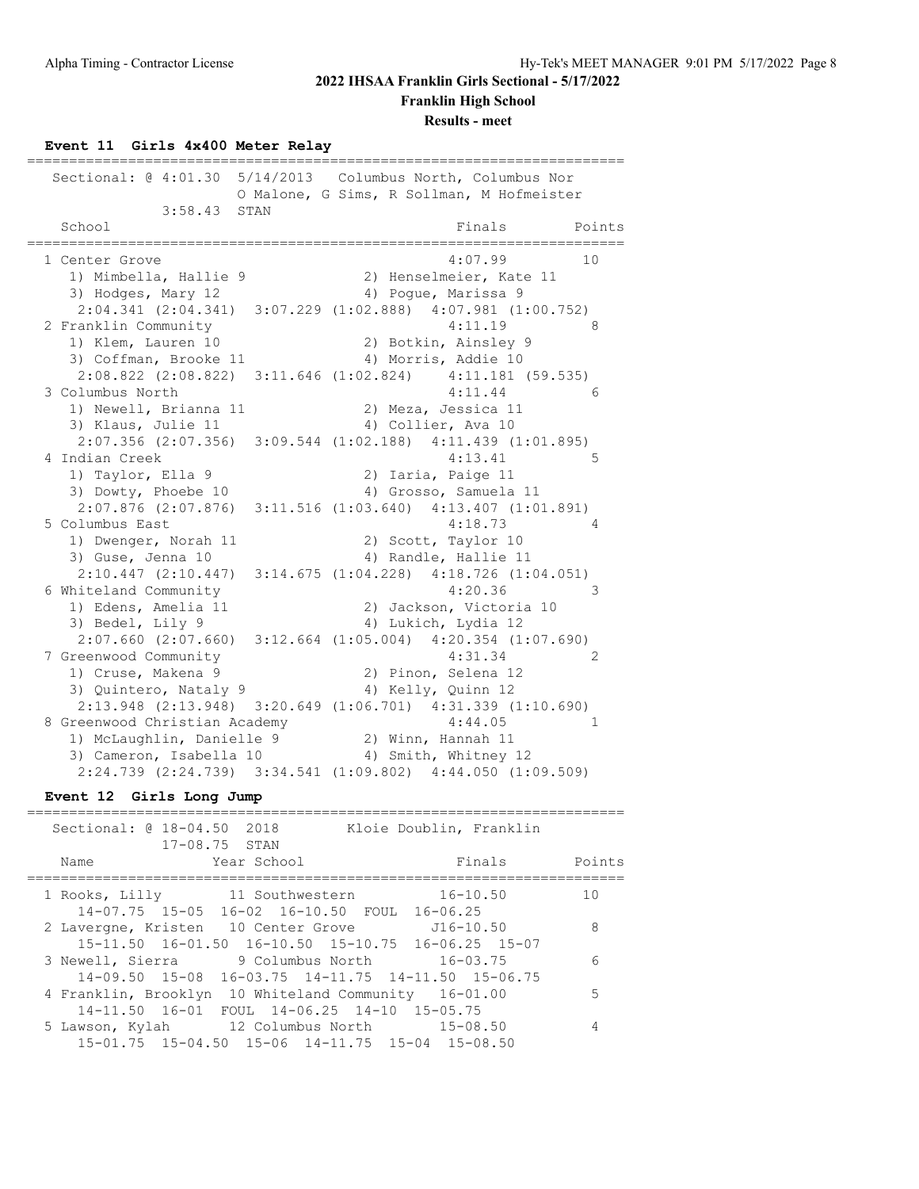## 2022 IHSAA Franklin Girls Sectional - 5/17/2022

### Franklin High School

### Results - meet

#### Event 11 Girls 4x400 Meter Relay

```
=======================================================================
   Sectional: @ 4:01.30  5/14/2013   Columbus North, Columbus Nor
                         O Malone, G Sims, R Sollman, M Hofmeister
             3:58.43  STAN
    School                                          Finals      Points
=======================================================================
  1 Center Grove                                   4:07.99        10
     1) Mimbella, Hallie 9              2) Henselmeier, Kate 11
     3) Hodges, Mary 12                 4) Pogue, Marissa 9
      2:04.341 (2:04.341)  3:07.229 (1:02.888)  4:07.981 (1:00.752)
  2 Franklin Community                             4:11.19         8
     1) Klem, Lauren 10                 2) Botkin, Ainsley 9
     3) Coffman, Brooke 11              4) Morris, Addie 10
      2:08.822 (2:08.822)  3:11.646 (1:02.824)  4:11.181 (59.535)
  3 Columbus North                                 4:11.44         6
     1) Newell, Brianna 11              2) Meza, Jessica 11
     3) Klaus, Julie 11                 4) Collier, Ava 10
      2:07.356 (2:07.356)  3:09.544 (1:02.188)  4:11.439 (1:01.895)
  4 Indian Creek                                   4:13.41         5
     1) Taylor, Ella 9                  2) Iaria, Paige 11
     3) Dowty, Phoebe 10                4) Grosso, Samuela 11
      2:07.876 (2:07.876)  3:11.516 (1:03.640)  4:13.407 (1:01.891)
  5 Columbus East                                  4:18.73         4
     1) Dwenger, Norah 11               2) Scott, Taylor 10
     3) Guse, Jenna 10                  4) Randle, Hallie 11
      2:10.447 (2:10.447)  3:14.675 (1:04.228)  4:18.726 (1:04.051)
  6 Whiteland Community                            4:20.36         3
     1) Edens, Amelia 11                2) Jackson, Victoria 10
     3) Bedel, Lily 9                   4) Lukich, Lydia 12
      2:07.660 (2:07.660)  3:12.664 (1:05.004)  4:20.354 (1:07.690)
  7 Greenwood Community                            4:31.34         2
     1) Cruse, Makena 9                 2) Pinon, Selena 12
     3) Quintero, Nataly 9              4) Kelly, Quinn 12
      2:13.948 (2:13.948)  3:20.649 (1:06.701)  4:31.339 (1:10.690)
  8 Greenwood Christian Academy                    4:44.05         1
     1) McLaughlin, Danielle 9          2) Winn, Hannah 11
     3) Cameron, Isabella 10            4) Smith, Whitney 12
      2:24.739 (2:24.739)  3:34.541 (1:09.802)  4:44.050 (1:09.509)
```

#### Event 12 Girls Long Jump

```
=======================================================================
   Sectional: @ 18-04.50  2018        Kloie Doublin, Franklin
             17-08.75  STAN
    Name                Year School                 Finals      Points
=======================================================================
  1 Rooks, Lilly        11 Southwestern           16-10.50        10
      14-07.75  15-05  16-02  16-10.50  FOUL  16-06.25
  2 Lavergne, Kristen   10 Center Grove          J16-10.50         8
      15-11.50  16-01.50  16-10.50  15-10.75  16-06.25  15-07
  3 Newell, Sierra       9 Columbus North         16-03.75         6
      14-09.50  15-08  16-03.75  14-11.75  14-11.50  15-06.75
  4 Franklin, Brooklyn  10 Whiteland Community    16-01.00         5
      14-11.50  16-01  FOUL  14-06.25  14-10  15-05.75
  5 Lawson, Kylah       12 Columbus North         15-08.50         4
      15-01.75  15-04.50  15-06  14-11.75  15-04  15-08.50
```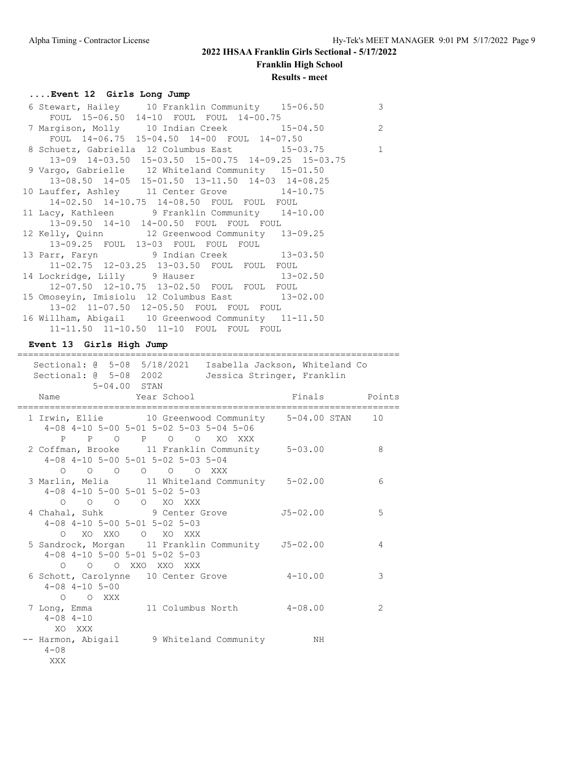## 2022 IHSAA Franklin Girls Sectional - 5/17/2022

**Franklin High School**

**Results - meet**

### ....Event 12 Girls Long Jump

```
  6 Stewart, Hailey      10 Franklin Community    15-06.50           3
     FOUL  15-06.50  14-10  FOUL  FOUL  14-00.75
  7 Margison, Molly      10 Indian Creek          15-04.50           2
     FOUL  14-06.75  15-04.50  14-00  FOUL  14-07.50
  8 Schuetz, Gabriella  12 Columbus East         15-03.75           1
     13-09  14-03.50  15-03.50  15-00.75  14-09.25  15-03.75
  9 Vargo, Gabrielle     12 Whiteland Community  15-01.50
     13-08.50  14-05  15-01.50  13-11.50  14-03  14-08.25
 10 Lauffer, Ashley      11 Center Grove          14-10.75
     14-02.50  14-10.75  14-08.50  FOUL  FOUL  FOUL
 11 Lacy, Kathleen        9 Franklin Community    14-10.00
     13-09.50  14-10  14-00.50  FOUL  FOUL  FOUL
 12 Kelly, Quinn         12 Greenwood Community  13-09.25
     13-09.25  FOUL  13-03  FOUL  FOUL  FOUL
 13 Parr, Faryn           9 Indian Creek          13-03.50
     11-02.75  12-03.25  13-03.50  FOUL  FOUL  FOUL
 14 Lockridge, Lilly      9 Hauser                13-02.50
     12-07.50  12-10.75  13-02.50  FOUL  FOUL  FOUL
 15 Omoseyin, Imisiolu  12 Columbus East         13-02.00
     13-02  11-07.50  12-05.50  FOUL  FOUL  FOUL
 16 Willham, Abigail     10 Greenwood Community  11-11.50
     11-11.50  11-10.50  11-10  FOUL  FOUL  FOUL
```

### Event 13 Girls High Jump

```
=======================================================================
   Sectional: @  5-08  5/18/2021   Isabella Jackson, Whiteland Co
   Sectional: @  5-08  2002        Jessica Stringer, Franklin
            5-04.00  STAN
    Name                Year School                  Finals       Points
=======================================================================
  1 Irwin, Ellie         10 Greenwood Community    5-04.00 STAN    10
     4-08 4-10 5-00 5-01 5-02 5-03 5-04 5-06
        P    P    O    P    O    O   XO  XXX
  2 Coffman, Brooke      11 Franklin Community     5-03.00           8
     4-08 4-10 5-00 5-01 5-02 5-03 5-04
        O    O    O    O    O    O  XXX
  3 Marlin, Melia        11 Whiteland Community    5-02.00           6
     4-08 4-10 5-00 5-01 5-02 5-03
        O    O    O    O   XO  XXX
  4 Chahal, Suhk          9 Center Grove          J5-02.00           5
     4-08 4-10 5-00 5-01 5-02 5-03
        O   XO  XXO    O   XO  XXX
  5 Sandrock, Morgan     11 Franklin Community    J5-02.00           4
     4-08 4-10 5-00 5-01 5-02 5-03
        O    O    O  XXO  XXO  XXX
  6 Schott, Carolynne    10 Center Grove           4-10.00           3
     4-08 4-10 5-00
        O    O  XXX
  7 Long, Emma           11 Columbus North         4-08.00           2
     4-08 4-10
       XO  XXX
 -- Harmon, Abigail       9 Whiteland Community         NH
     4-08
      XXX
```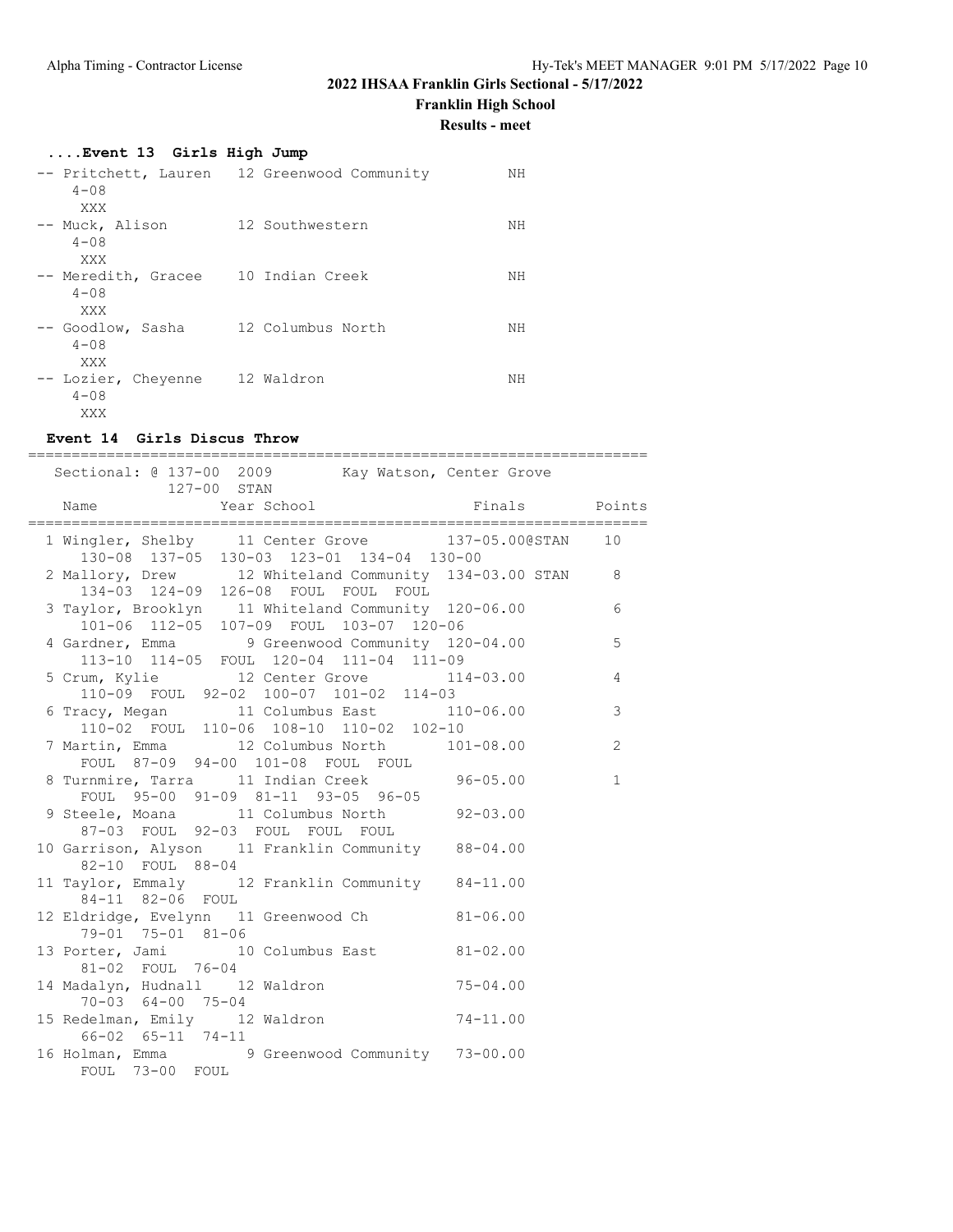## 2022 IHSAA Franklin Girls Sectional - 5/17/2022

### Franklin High School

**Results - meet**

### ....Event 13 Girls High Jump

```
 -- Pritchett, Lauren   12 Greenwood Community        NH
     4-08
      XXX
 -- Muck, Alison        12 Southwestern               NH
     4-08
      XXX
 -- Meredith, Gracee    10 Indian Creek               NH
     4-08
      XXX
 -- Goodlow, Sasha      12 Columbus North             NH
     4-08
      XXX
 -- Lozier, Cheyenne    12 Waldron                    NH
     4-08
      XXX
```

### Event 14 Girls Discus Throw

```
=======================================================================
    Sectional: @ 137-00  2009        Kay Watson, Center Grove
              127-00  STAN
    Name                Year School                 Finals        Points
=======================================================================
  1 Wingler, Shelby      11 Center Grove          137-05.00@STAN    10
      130-08  137-05  130-03  123-01  134-04  130-00
  2 Mallory, Drew        12 Whiteland Community  134-03.00 STAN     8
      134-03  124-09  126-08  FOUL  FOUL  FOUL
  3 Taylor, Brooklyn     11 Whiteland Community  120-06.00          6
      101-06  112-05  107-09  FOUL  103-07  120-06
  4 Gardner, Emma         9 Greenwood Community  120-04.00          5
      113-10  114-05  FOUL  120-04  111-04  111-09
  5 Crum, Kylie          12 Center Grove         114-03.00          4
      110-09  FOUL  92-02  100-07  101-02  114-03
  6 Tracy, Megan         11 Columbus East        110-06.00          3
      110-02  FOUL  110-06  108-10  110-02  102-10
  7 Martin, Emma         12 Columbus North       101-08.00          2
      FOUL  87-09  94-00  101-08  FOUL  FOUL
  8 Turnmire, Tarra      11 Indian Creek          96-05.00          1
      FOUL  95-00  91-09  81-11  93-05  96-05
  9 Steele, Moana        11 Columbus North        92-03.00
      87-03  FOUL  92-03  FOUL  FOUL  FOUL
 10 Garrison, Alyson     11 Franklin Community    88-04.00
      82-10  FOUL  88-04
 11 Taylor, Emmaly       12 Franklin Community    84-11.00
      84-11  82-06  FOUL
 12 Eldridge, Evelynn    11 Greenwood Ch          81-06.00
      79-01  75-01  81-06
 13 Porter, Jami         10 Columbus East         81-02.00
      81-02  FOUL  76-04
 14 Madalyn, Hudnall     12 Waldron               75-04.00
      70-03  64-00  75-04
 15 Redelman, Emily      12 Waldron               74-11.00
      66-02  65-11  74-11
 16 Holman, Emma          9 Greenwood Community   73-00.00
      FOUL  73-00  FOUL
```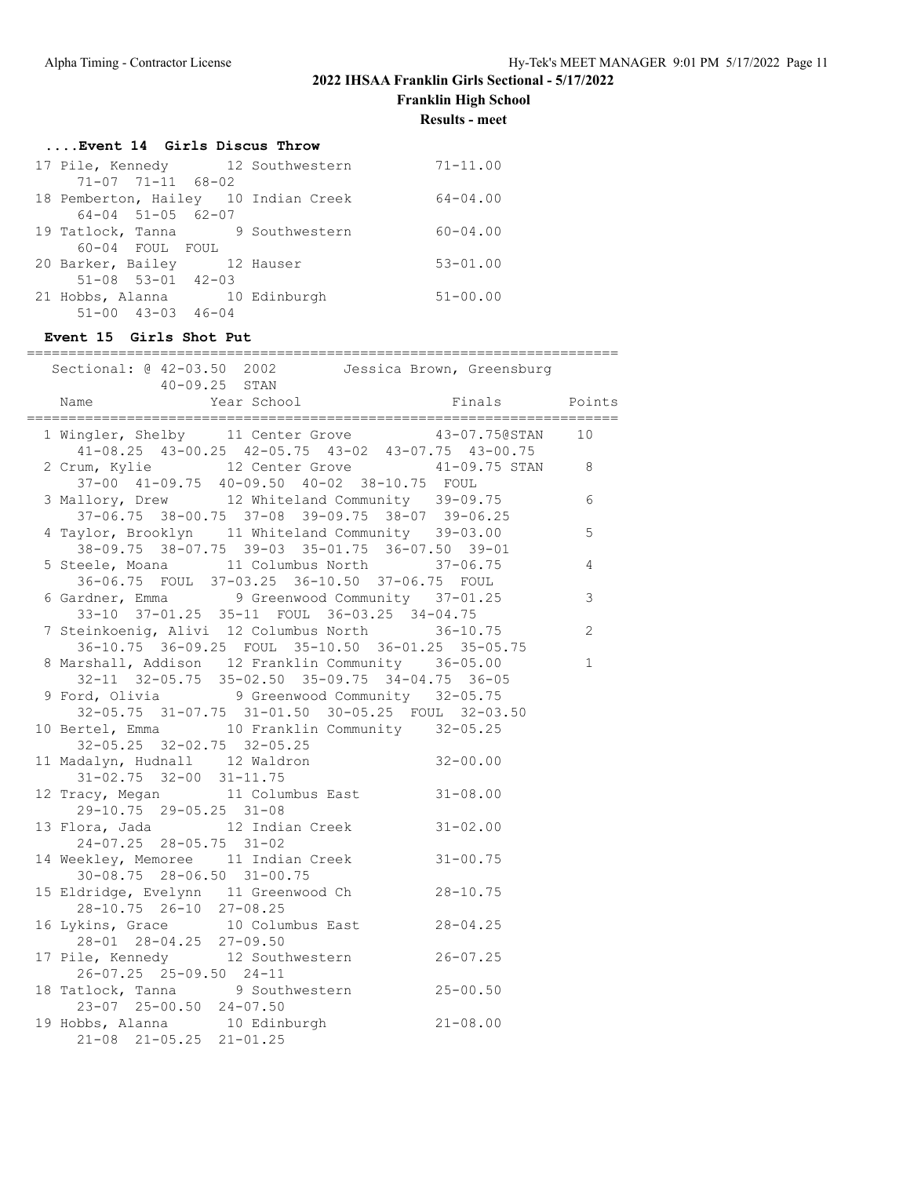# 2022 IHSAA Franklin Girls Sectional - 5/17/2022

**Franklin High School**

**Results - meet**

### ....Event 14 Girls Discus Throw

```
 17 Pile, Kennedy          12 Southwestern           71-11.00
      71-07  71-11  68-02
 18 Pemberton, Hailey   10 Indian Creek           64-04.00
      64-04  51-05  62-07
 19 Tatlock, Tanna         9 Southwestern          60-04.00
      60-04  FOUL  FOUL
 20 Barker, Bailey        12 Hauser                53-01.00
      51-08  53-01  42-03
 21 Hobbs, Alanna         10 Edinburgh             51-00.00
      51-00  43-03  46-04
```

### Event 15 Girls Shot Put

```
=======================================================================
   Sectional: @ 42-03.50  2002        Jessica Brown, Greensburg
              40-09.25  STAN
    Name                Year School                 Finals      Points
=======================================================================
  1 Wingler, Shelby      11 Center Grove          43-07.75@STAN    10
      41-08.25  43-00.25  42-05.75  43-02  43-07.75  43-00.75
  2 Crum, Kylie          12 Center Grove          41-09.75 STAN     8
      37-00  41-09.75  40-09.50  40-02  38-10.75  FOUL
  3 Mallory, Drew        12 Whiteland Community   39-09.75          6
      37-06.75  38-00.75  37-08  39-09.75  38-07  39-06.25
  4 Taylor, Brooklyn     11 Whiteland Community   39-03.00          5
      38-09.75  38-07.75  39-03  35-01.75  36-07.50  39-01
  5 Steele, Moana        11 Columbus North        37-06.75          4
      36-06.75  FOUL  37-03.25  36-10.50  37-06.75  FOUL
  6 Gardner, Emma         9 Greenwood Community   37-01.25          3
      33-10  37-01.25  35-11  FOUL  36-03.25  34-04.75
  7 Steinkoenig, Alivi   12 Columbus North        36-10.75          2
      36-10.75  36-09.25  FOUL  35-10.50  36-01.25  35-05.75
  8 Marshall, Addison    12 Franklin Community    36-05.00          1
      32-11  32-05.75  35-02.50  35-09.75  34-04.75  36-05
  9 Ford, Olivia          9 Greenwood Community   32-05.75
      32-05.75  31-07.75  31-01.50  30-05.25  FOUL  32-03.50
 10 Bertel, Emma         10 Franklin Community    32-05.25
      32-05.25  32-02.75  32-05.25
 11 Madalyn, Hudnall     12 Waldron               32-00.00
      31-02.75  32-00  31-11.75
 12 Tracy, Megan         11 Columbus East         31-08.00
      29-10.75  29-05.25  31-08
 13 Flora, Jada          12 Indian Creek          31-02.00
      24-07.25  28-05.75  31-02
 14 Weekley, Memoree     11 Indian Creek          31-00.75
      30-08.75  28-06.50  31-00.75
 15 Eldridge, Evelynn    11 Greenwood Ch          28-10.75
      28-10.75  26-10  27-08.25
 16 Lykins, Grace        10 Columbus East         28-04.25
      28-01  28-04.25  27-09.50
 17 Pile, Kennedy        12 Southwestern          26-07.25
      26-07.25  25-09.50  24-11
 18 Tatlock, Tanna        9 Southwestern          25-00.50
      23-07  25-00.50  24-07.50
 19 Hobbs, Alanna        10 Edinburgh             21-08.00
      21-08  21-05.25  21-01.25
```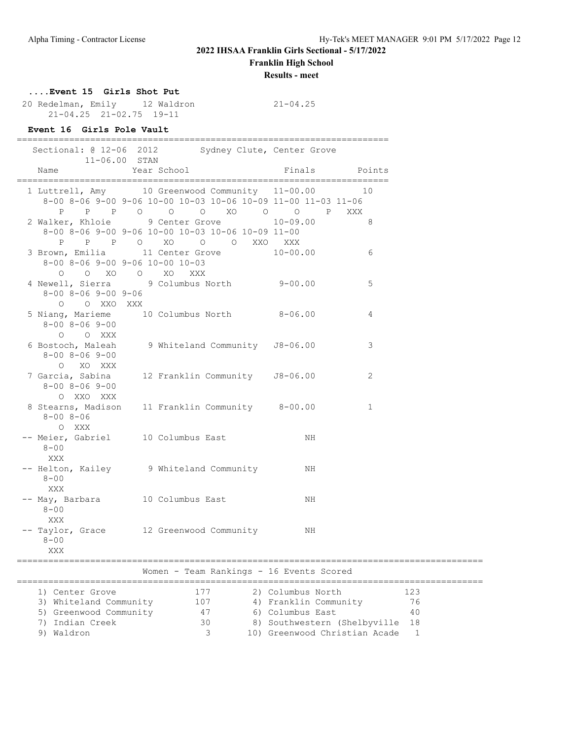**2022 IHSAA Franklin Girls Sectional - 5/17/2022**

**Franklin High School**

**Results - meet**

### ....Event 15 Girls Shot Put

```
 20 Redelman, Emily     12 Waldron                21-04.25
     21-04.25 21-02.75 19-11
```

### Event 16 Girls Pole Vault

```
======================================================================
   Sectional: @ 12-06  2012         Sydney Clute, Center Grove
           11-06.00  STAN
    Name              Year School                 Finals       Points
======================================================================
  1 Luttrell, Amy       10 Greenwood Community  11-00.00         10
     8-00 8-06 9-00 9-06 10-00 10-03 10-06 10-09 11-00 11-03 11-06
        P    P    P    O     O     O    XO     O     O     P   XXX
  2 Walker, Khloie       9 Center Grove         10-09.00          8
     8-00 8-06 9-00 9-06 10-00 10-03 10-06 10-09 11-00
        P    P    P    O    XO     O     O   XXO   XXX
  3 Brown, Emilia       11 Center Grove         10-00.00          6
     8-00 8-06 9-00 9-06 10-00 10-03
        O    O   XO    O    XO   XXX
  4 Newell, Sierra       9 Columbus North        9-00.00          5
     8-00 8-06 9-00 9-06
        O    O  XXO  XXX
  5 Niang, Marieme      10 Columbus North        8-06.00          4
     8-00 8-06 9-00
        O    O  XXX
  6 Bostoch, Maleah      9 Whiteland Community  J8-06.00          3
     8-00 8-06 9-00
        O   XO  XXX
  7 Garcia, Sabina      12 Franklin Community   J8-06.00          2
     8-00 8-06 9-00
        O  XXO  XXX
  8 Stearns, Madison    11 Franklin Community    8-00.00          1
     8-00 8-06
        O  XXX
 -- Meier, Gabriel      10 Columbus East              NH
     8-00
      XXX
 -- Helton, Kailey       9 Whiteland Community        NH
     8-00
      XXX
 -- May, Barbara        10 Columbus East              NH
     8-00
      XXX
 -- Taylor, Grace       12 Greenwood Community        NH
     8-00
      XXX
```

### Women - Team Rankings - 16 Events Scored

| | | | |
|---|---|---|---|
| 1) Center Grove | 177 | 2) Columbus North | 123 |
| 3) Whiteland Community | 107 | 4) Franklin Community | 76 |
| 5) Greenwood Community | 47 | 6) Columbus East | 40 |
| 7) Indian Creek | 30 | 8) Southwestern (Shelbyville | 18 |
| 9) Waldron | 3 | 10) Greenwood Christian Acade | 1 |